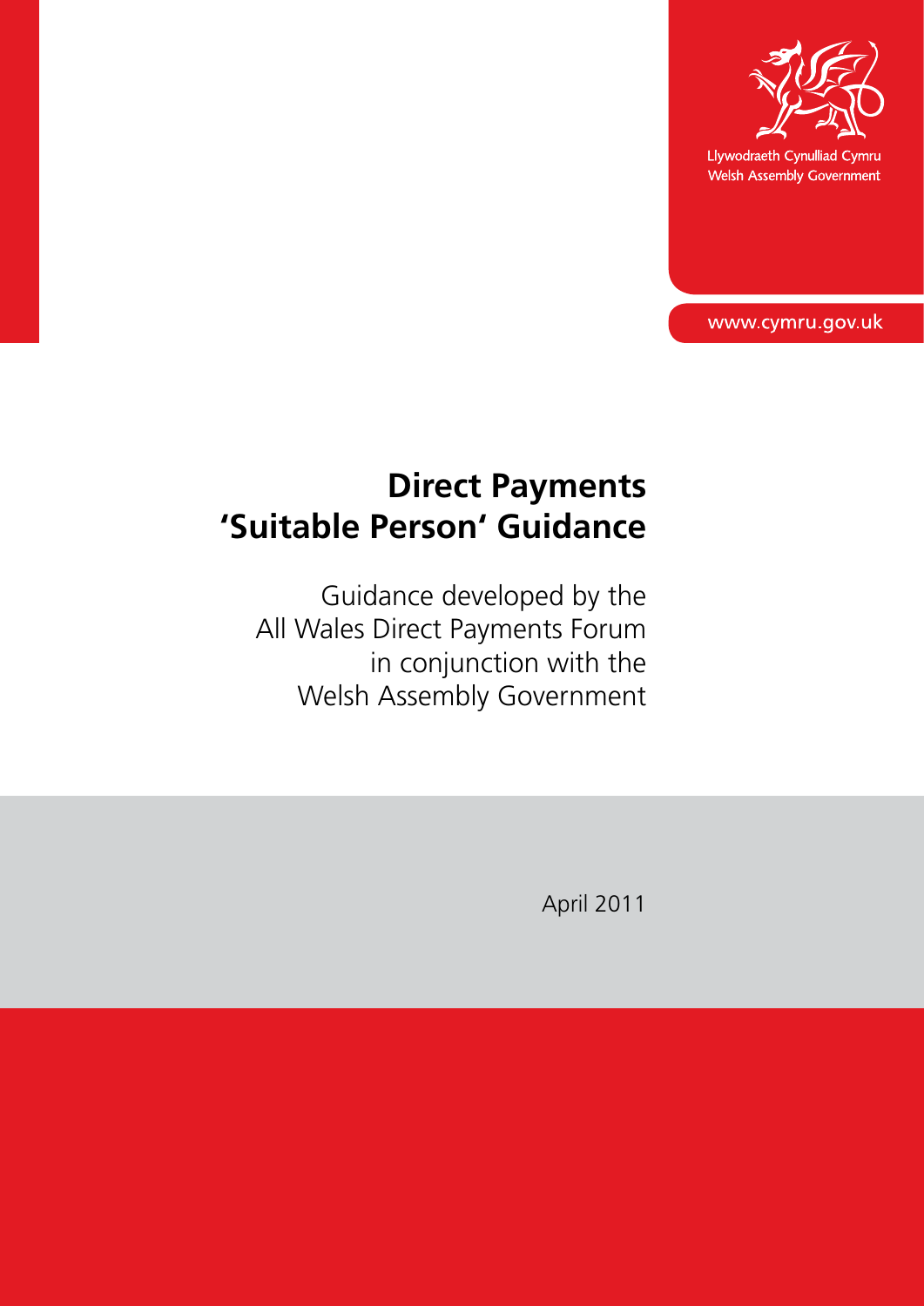Llywodraeth Cynulliad Cymru
Welsh Assembly Government

www.cymru.gov.uk

# Direct Payments 'Suitable Person' Guidance

Guidance developed by the All Wales Direct Payments Forum in conjunction with the Welsh Assembly Government

April 2011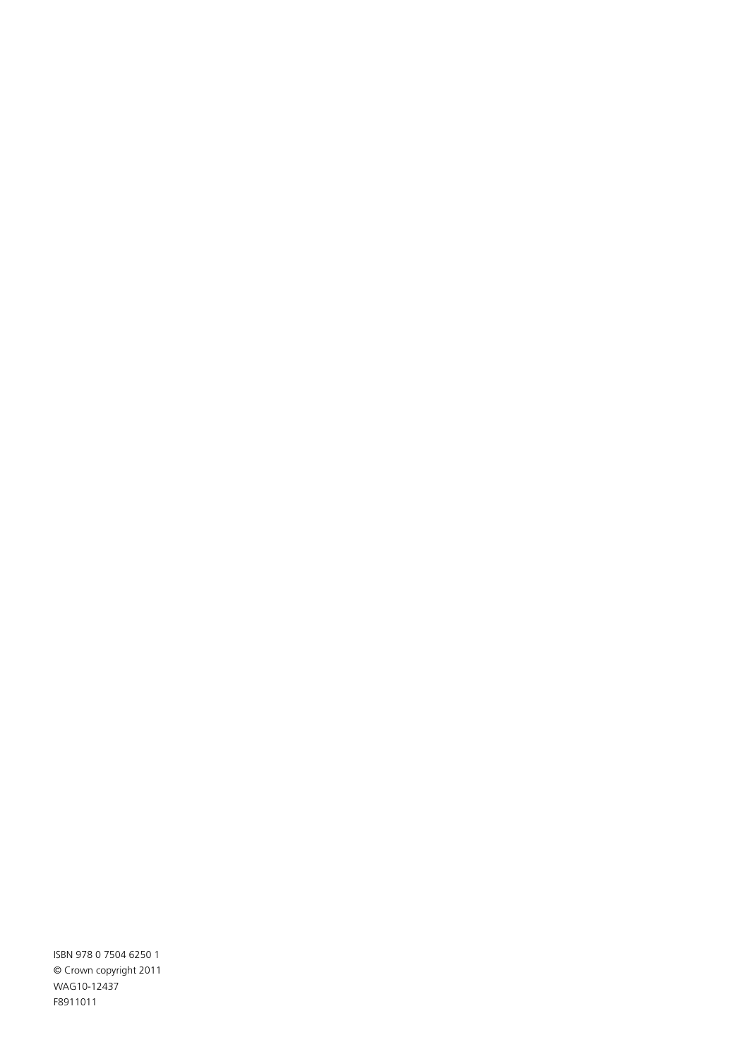ISBN 978 0 7504 6250 1
© Crown copyright 2011
WAG10-12437
F8911011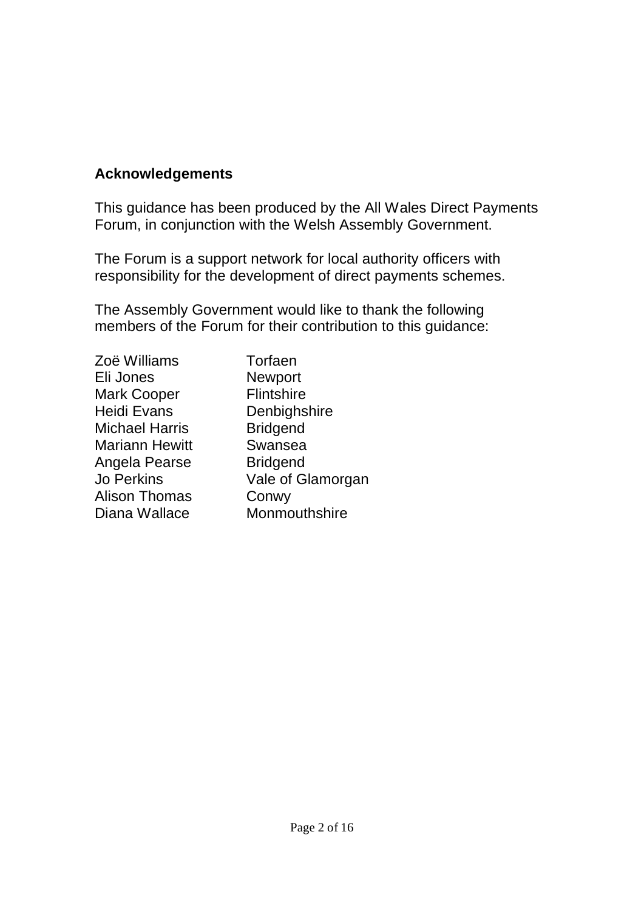## Acknowledgements

This guidance has been produced by the All Wales Direct Payments Forum, in conjunction with the Welsh Assembly Government.

The Forum is a support network for local authority officers with responsibility for the development of direct payments schemes.

The Assembly Government would like to thank the following members of the Forum for their contribution to this guidance:

| | |
|---|---|
| Zoë Williams | Torfaen |
| Eli Jones | Newport |
| Mark Cooper | Flintshire |
| Heidi Evans | Denbighshire |
| Michael Harris | Bridgend |
| Mariann Hewitt | Swansea |
| Angela Pearse | Bridgend |
| Jo Perkins | Vale of Glamorgan |
| Alison Thomas | Conwy |
| Diana Wallace | Monmouthshire |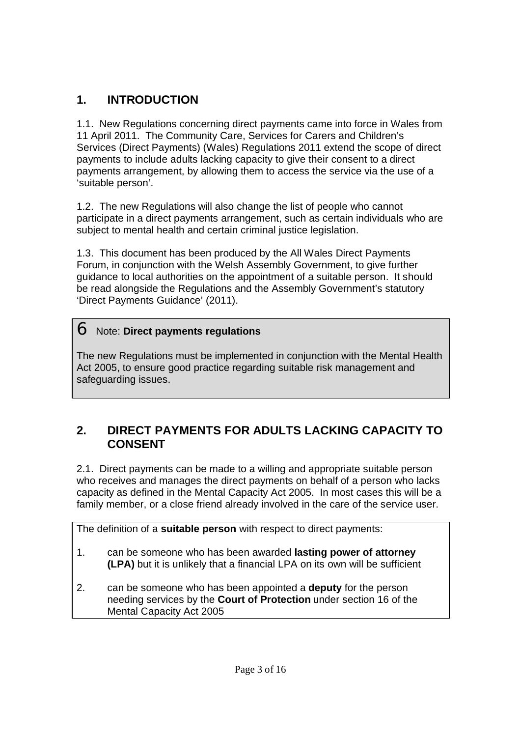## 1. INTRODUCTION

1.1. New Regulations concerning direct payments came into force in Wales from 11 April 2011. The Community Care, Services for Carers and Children's Services (Direct Payments) (Wales) Regulations 2011 extend the scope of direct payments to include adults lacking capacity to give their consent to a direct payments arrangement, by allowing them to access the service via the use of a 'suitable person'.

1.2. The new Regulations will also change the list of people who cannot participate in a direct payments arrangement, such as certain individuals who are subject to mental health and certain criminal justice legislation.

1.3. This document has been produced by the All Wales Direct Payments Forum, in conjunction with the Welsh Assembly Government, to give further guidance to local authorities on the appointment of a suitable person. It should be read alongside the Regulations and the Assembly Government's statutory 'Direct Payments Guidance' (2011).

> 6 Note: **Direct payments regulations**
>
> The new Regulations must be implemented in conjunction with the Mental Health Act 2005, to ensure good practice regarding suitable risk management and safeguarding issues.

## 2. DIRECT PAYMENTS FOR ADULTS LACKING CAPACITY TO CONSENT

2.1. Direct payments can be made to a willing and appropriate suitable person who receives and manages the direct payments on behalf of a person who lacks capacity as defined in the Mental Capacity Act 2005. In most cases this will be a family member, or a close friend already involved in the care of the service user.

> The definition of a **suitable person** with respect to direct payments:
>
> 1. can be someone who has been awarded **lasting power of attorney (LPA)** but it is unlikely that a financial LPA on its own will be sufficient
> 2. can be someone who has been appointed a **deputy** for the person needing services by the **Court of Protection** under section 16 of the Mental Capacity Act 2005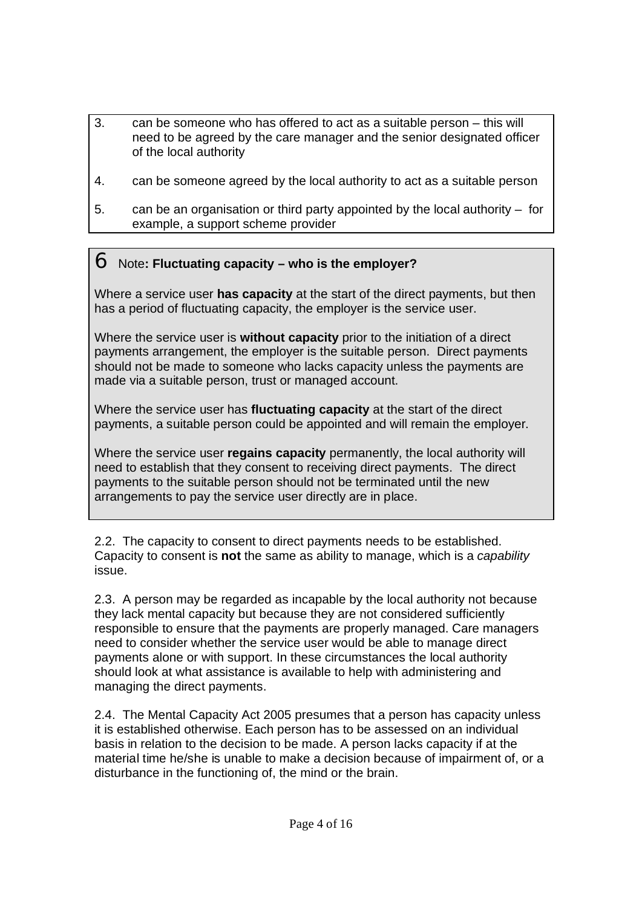3. can be someone who has offered to act as a suitable person – this will need to be agreed by the care manager and the senior designated officer of the local authority
4. can be someone agreed by the local authority to act as a suitable person
5. can be an organisation or third party appointed by the local authority – for example, a support scheme provider

6 Note**: Fluctuating capacity – who is the employer?**

Where a service user **has capacity** at the start of the direct payments, but then has a period of fluctuating capacity, the employer is the service user.

Where the service user is **without capacity** prior to the initiation of a direct payments arrangement, the employer is the suitable person. Direct payments should not be made to someone who lacks capacity unless the payments are made via a suitable person, trust or managed account.

Where the service user has **fluctuating capacity** at the start of the direct payments, a suitable person could be appointed and will remain the employer.

Where the service user **regains capacity** permanently, the local authority will need to establish that they consent to receiving direct payments. The direct payments to the suitable person should not be terminated until the new arrangements to pay the service user directly are in place.

2.2. The capacity to consent to direct payments needs to be established. Capacity to consent is **not** the same as ability to manage, which is a *capability* issue.

2.3. A person may be regarded as incapable by the local authority not because they lack mental capacity but because they are not considered sufficiently responsible to ensure that the payments are properly managed. Care managers need to consider whether the service user would be able to manage direct payments alone or with support. In these circumstances the local authority should look at what assistance is available to help with administering and managing the direct payments.

2.4. The Mental Capacity Act 2005 presumes that a person has capacity unless it is established otherwise. Each person has to be assessed on an individual basis in relation to the decision to be made. A person lacks capacity if at the material time he/she is unable to make a decision because of impairment of, or a disturbance in the functioning of, the mind or the brain.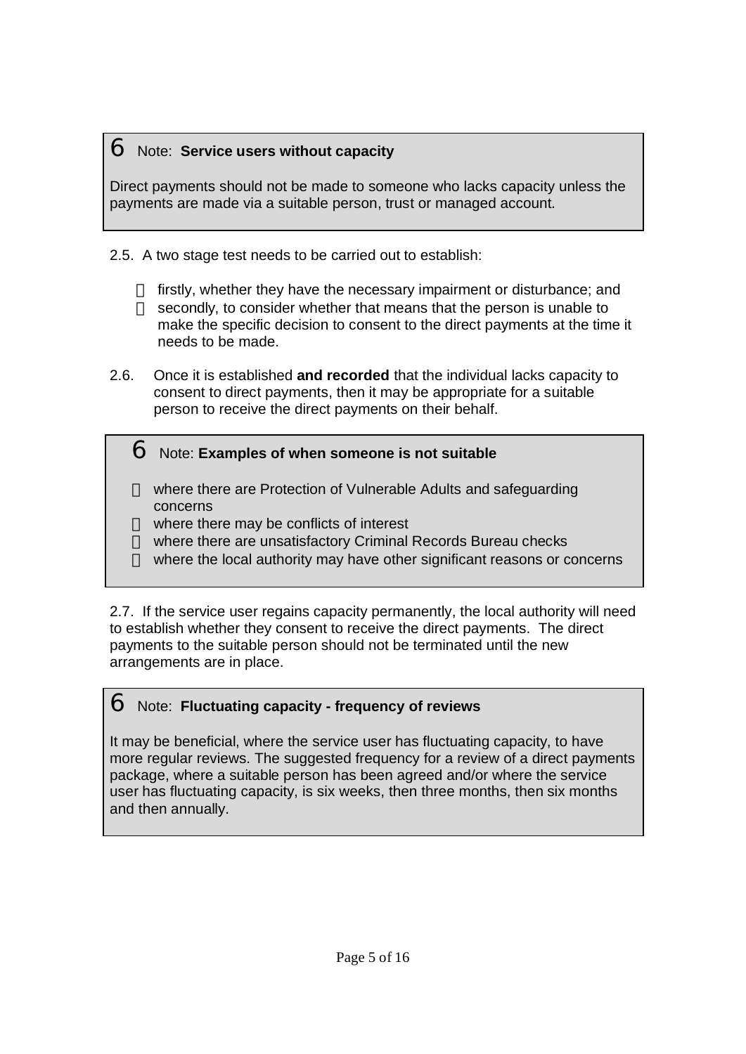> 6 Note: **Service users without capacity**
>
> Direct payments should not be made to someone who lacks capacity unless the payments are made via a suitable person, trust or managed account.

2.5. A two stage test needs to be carried out to establish:

- firstly, whether they have the necessary impairment or disturbance; and
- secondly, to consider whether that means that the person is unable to make the specific decision to consent to the direct payments at the time it needs to be made.

2.6. Once it is established **and recorded** that the individual lacks capacity to consent to direct payments, then it may be appropriate for a suitable person to receive the direct payments on their behalf.

> 6 Note: **Examples of when someone is not suitable**
>
> - where there are Protection of Vulnerable Adults and safeguarding concerns
> - where there may be conflicts of interest
> - where there are unsatisfactory Criminal Records Bureau checks
> - where the local authority may have other significant reasons or concerns

2.7. If the service user regains capacity permanently, the local authority will need to establish whether they consent to receive the direct payments. The direct payments to the suitable person should not be terminated until the new arrangements are in place.

> 6 Note: **Fluctuating capacity - frequency of reviews**
>
> It may be beneficial, where the service user has fluctuating capacity, to have more regular reviews. The suggested frequency for a review of a direct payments package, where a suitable person has been agreed and/or where the service user has fluctuating capacity, is six weeks, then three months, then six months and then annually.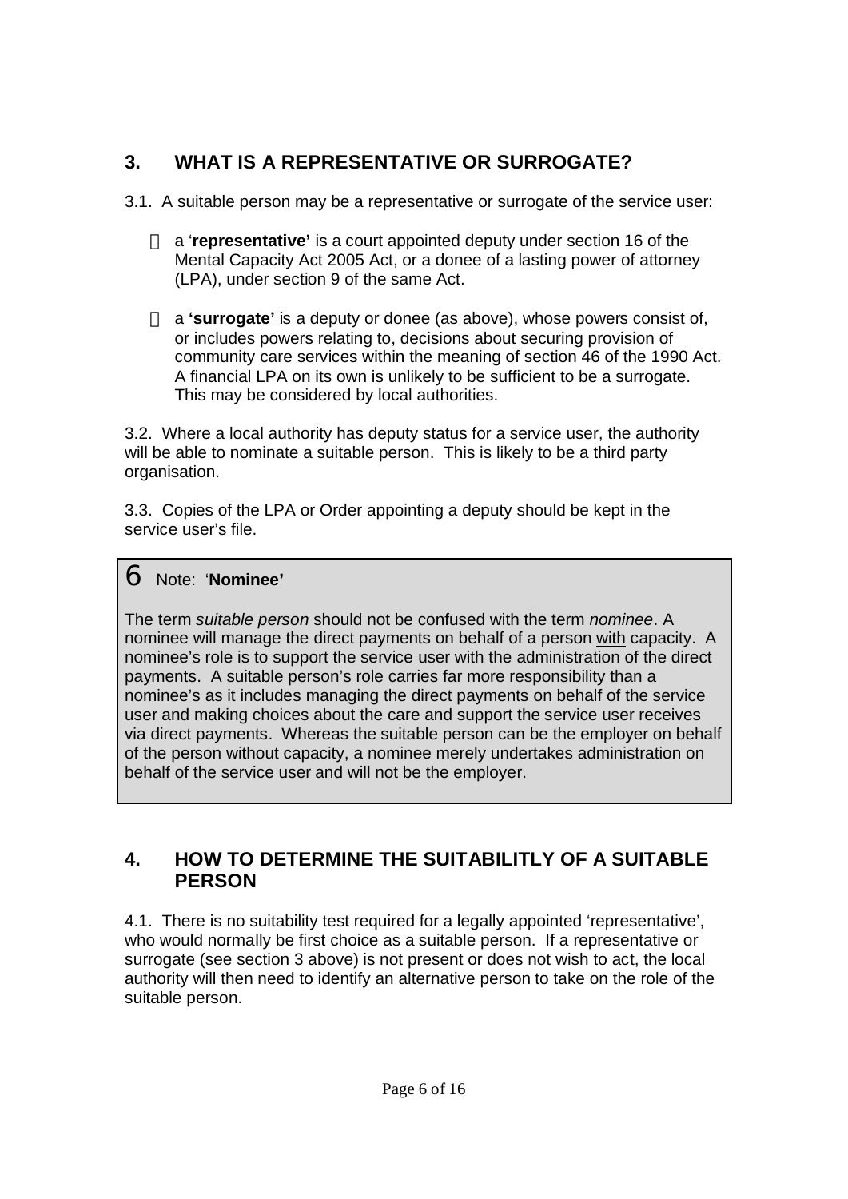## 3. WHAT IS A REPRESENTATIVE OR SURROGATE?

3.1. A suitable person may be a representative or surrogate of the service user:

- a '**representative'** is a court appointed deputy under section 16 of the Mental Capacity Act 2005 Act, or a donee of a lasting power of attorney (LPA), under section 9 of the same Act.
- a **'surrogate'** is a deputy or donee (as above), whose powers consist of, or includes powers relating to, decisions about securing provision of community care services within the meaning of section 46 of the 1990 Act. A financial LPA on its own is unlikely to be sufficient to be a surrogate. This may be considered by local authorities.

3.2. Where a local authority has deputy status for a service user, the authority will be able to nominate a suitable person. This is likely to be a third party organisation.

3.3. Copies of the LPA or Order appointing a deputy should be kept in the service user's file.

> 6 Note: '**Nominee'**
>
> The term *suitable person* should not be confused with the term *nominee*. A nominee will manage the direct payments on behalf of a person with capacity. A nominee's role is to support the service user with the administration of the direct payments. A suitable person's role carries far more responsibility than a nominee's as it includes managing the direct payments on behalf of the service user and making choices about the care and support the service user receives via direct payments. Whereas the suitable person can be the employer on behalf of the person without capacity, a nominee merely undertakes administration on behalf of the service user and will not be the employer.

## 4. HOW TO DETERMINE THE SUITABILITLY OF A SUITABLE PERSON

4.1. There is no suitability test required for a legally appointed 'representative', who would normally be first choice as a suitable person. If a representative or surrogate (see section 3 above) is not present or does not wish to act, the local authority will then need to identify an alternative person to take on the role of the suitable person.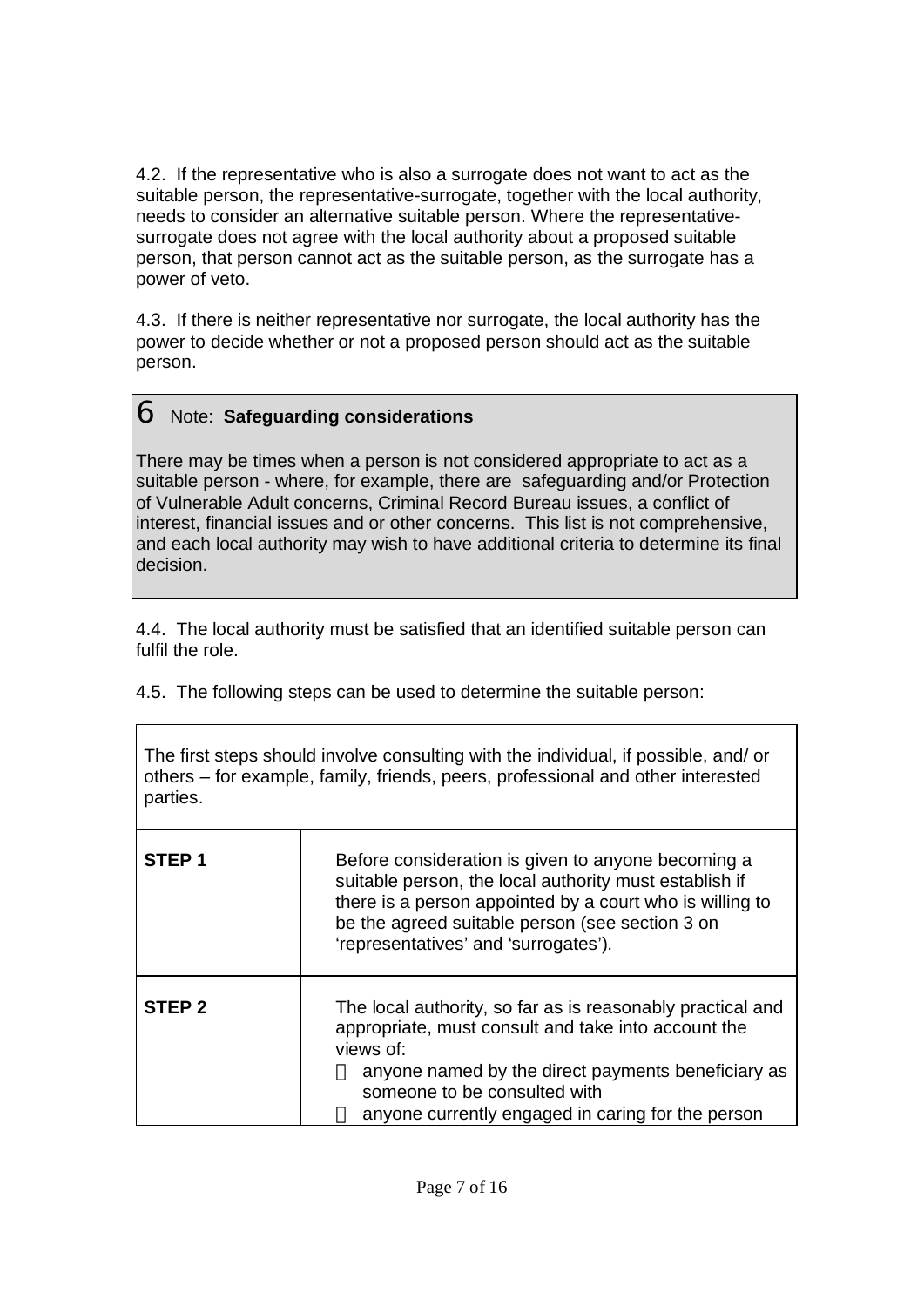4.2. If the representative who is also a surrogate does not want to act as the suitable person, the representative-surrogate, together with the local authority, needs to consider an alternative suitable person. Where the representative-surrogate does not agree with the local authority about a proposed suitable person, that person cannot act as the suitable person, as the surrogate has a power of veto.

4.3. If there is neither representative nor surrogate, the local authority has the power to decide whether or not a proposed person should act as the suitable person.

> 6 Note: **Safeguarding considerations**
>
> There may be times when a person is not considered appropriate to act as a suitable person - where, for example, there are safeguarding and/or Protection of Vulnerable Adult concerns, Criminal Record Bureau issues, a conflict of interest, financial issues and or other concerns. This list is not comprehensive, and each local authority may wish to have additional criteria to determine its final decision.

4.4. The local authority must be satisfied that an identified suitable person can fulfil the role.

4.5. The following steps can be used to determine the suitable person:

| The first steps should involve consulting with the individual, if possible, and/ or others – for example, family, friends, peers, professional and other interested parties. | |
|---|---|
| **STEP 1** | Before consideration is given to anyone becoming a suitable person, the local authority must establish if there is a person appointed by a court who is willing to be the agreed suitable person (see section 3 on 'representatives' and 'surrogates'). |
| **STEP 2** | The local authority, so far as is reasonably practical and appropriate, must consult and take into account the views of:<br>• anyone named by the direct payments beneficiary as someone to be consulted with<br>• anyone currently engaged in caring for the person |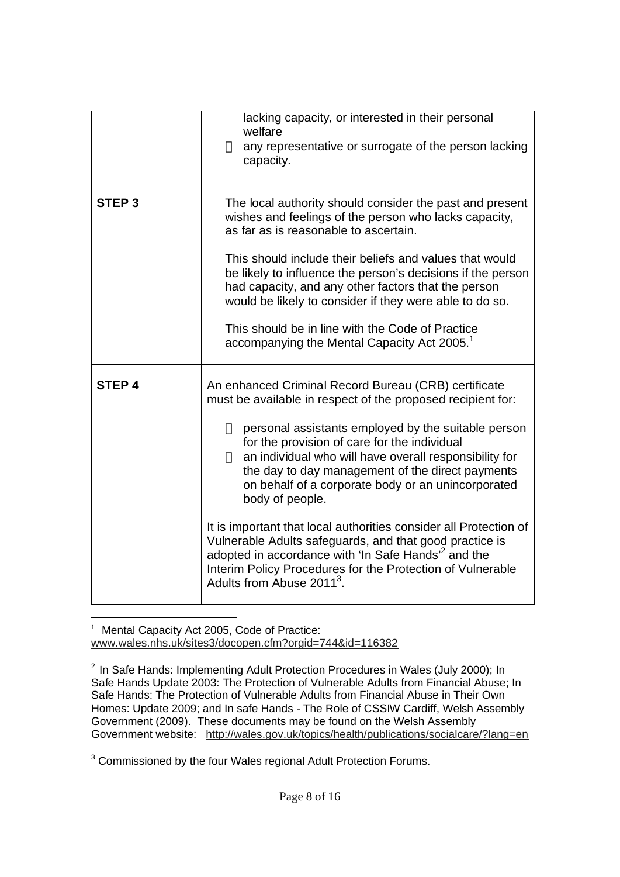| | |
|---|---|
| | lacking capacity, or interested in their personal welfare<br>- any representative or surrogate of the person lacking capacity. |
| **STEP 3** | The local authority should consider the past and present wishes and feelings of the person who lacks capacity, as far as is reasonable to ascertain.<br><br>This should include their beliefs and values that would be likely to influence the person's decisions if the person had capacity, and any other factors that the person would be likely to consider if they were able to do so.<br><br>This should be in line with the Code of Practice accompanying the Mental Capacity Act 2005.[1] |
| **STEP 4** | An enhanced Criminal Record Bureau (CRB) certificate must be available in respect of the proposed recipient for:<br><br>- personal assistants employed by the suitable person for the provision of care for the individual<br>- an individual who will have overall responsibility for the day to day management of the direct payments on behalf of a corporate body or an unincorporated body of people.<br><br>It is important that local authorities consider all Protection of Vulnerable Adults safeguards, and that good practice is adopted in accordance with 'In Safe Hands'[2] and the Interim Policy Procedures for the Protection of Vulnerable Adults from Abuse 2011[3]. |

[1] Mental Capacity Act 2005, Code of Practice: www.wales.nhs.uk/sites3/docopen.cfm?orgid=744&id=116382

[2] In Safe Hands: Implementing Adult Protection Procedures in Wales (July 2000); In Safe Hands Update 2003: The Protection of Vulnerable Adults from Financial Abuse; In Safe Hands: The Protection of Vulnerable Adults from Financial Abuse in Their Own Homes: Update 2009; and In safe Hands - The Role of CSSIW Cardiff, Welsh Assembly Government (2009). These documents may be found on the Welsh Assembly Government website: http://wales.gov.uk/topics/health/publications/socialcare/?lang=en

[3] Commissioned by the four Wales regional Adult Protection Forums.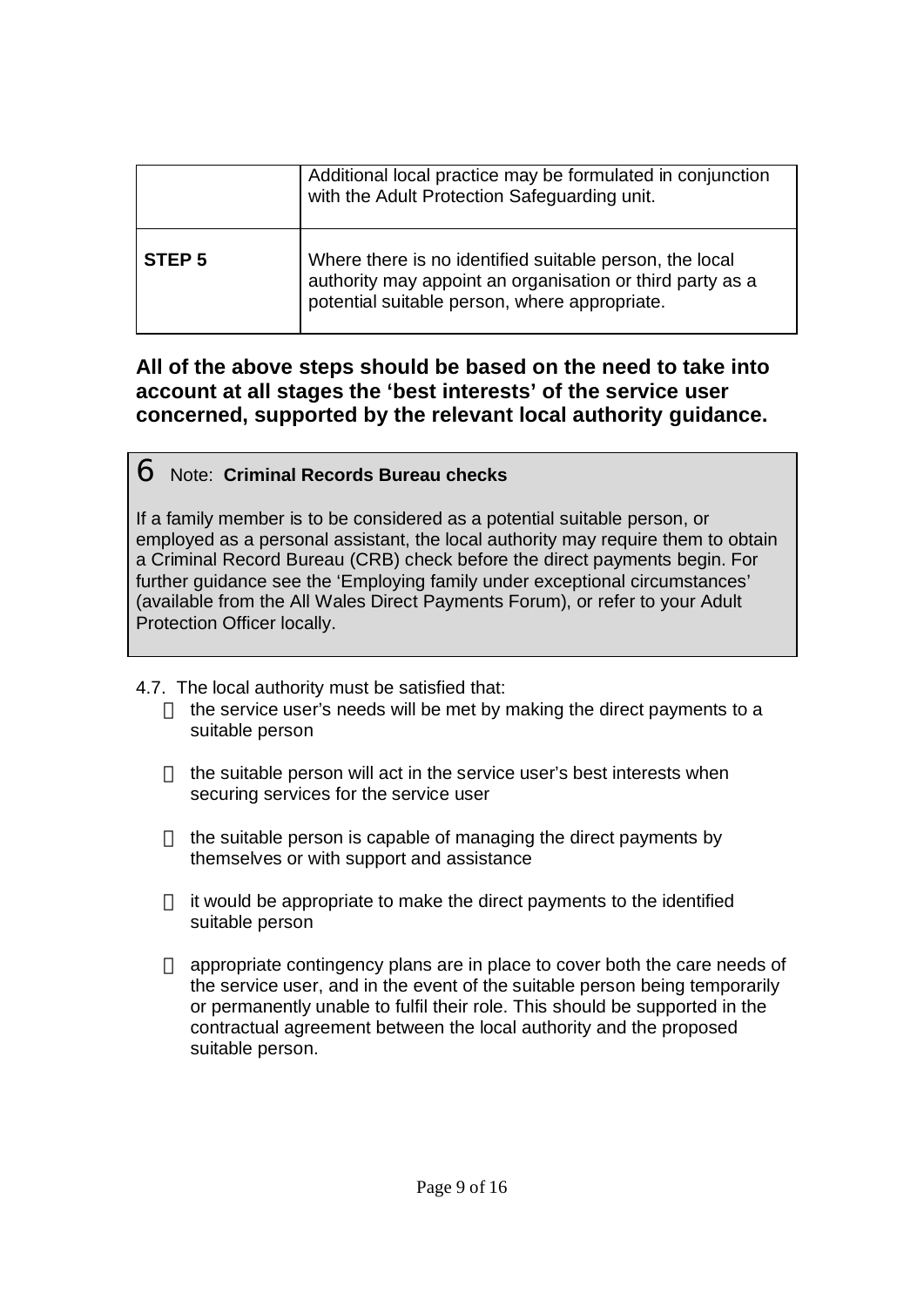| | |
|---|---|
| | Additional local practice may be formulated in conjunction with the Adult Protection Safeguarding unit. |
| **STEP 5** | Where there is no identified suitable person, the local authority may appoint an organisation or third party as a potential suitable person, where appropriate. |

**All of the above steps should be based on the need to take into account at all stages the 'best interests' of the service user concerned, supported by the relevant local authority guidance.**

> 6 Note: **Criminal Records Bureau checks**
>
> If a family member is to be considered as a potential suitable person, or employed as a personal assistant, the local authority may require them to obtain a Criminal Record Bureau (CRB) check before the direct payments begin. For further guidance see the 'Employing family under exceptional circumstances' (available from the All Wales Direct Payments Forum), or refer to your Adult Protection Officer locally.

4.7. The local authority must be satisfied that:

- the service user's needs will be met by making the direct payments to a suitable person
- the suitable person will act in the service user's best interests when securing services for the service user
- the suitable person is capable of managing the direct payments by themselves or with support and assistance
- it would be appropriate to make the direct payments to the identified suitable person
- appropriate contingency plans are in place to cover both the care needs of the service user, and in the event of the suitable person being temporarily or permanently unable to fulfil their role. This should be supported in the contractual agreement between the local authority and the proposed suitable person.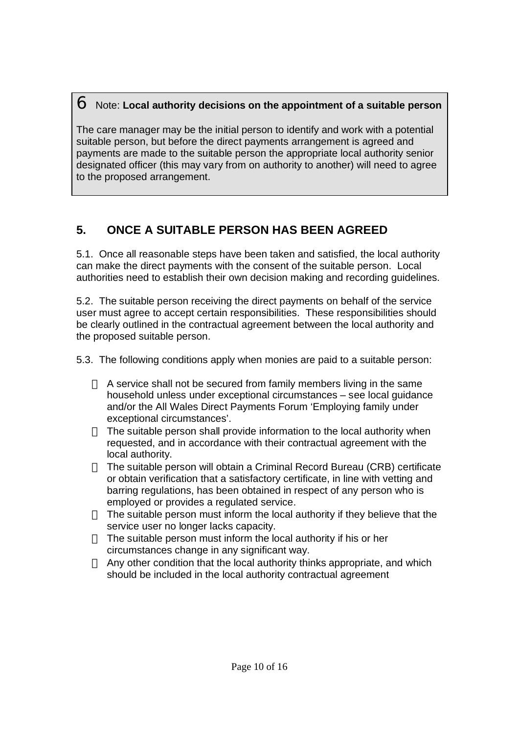> **6** Note: **Local authority decisions on the appointment of a suitable person**
>
> The care manager may be the initial person to identify and work with a potential suitable person, but before the direct payments arrangement is agreed and payments are made to the suitable person the appropriate local authority senior designated officer (this may vary from on authority to another) will need to agree to the proposed arrangement.

## 5. ONCE A SUITABLE PERSON HAS BEEN AGREED

5.1. Once all reasonable steps have been taken and satisfied, the local authority can make the direct payments with the consent of the suitable person. Local authorities need to establish their own decision making and recording guidelines.

5.2. The suitable person receiving the direct payments on behalf of the service user must agree to accept certain responsibilities. These responsibilities should be clearly outlined in the contractual agreement between the local authority and the proposed suitable person.

5.3. The following conditions apply when monies are paid to a suitable person:

- A service shall not be secured from family members living in the same household unless under exceptional circumstances – see local guidance and/or the All Wales Direct Payments Forum 'Employing family under exceptional circumstances'.
- The suitable person shall provide information to the local authority when requested, and in accordance with their contractual agreement with the local authority.
- The suitable person will obtain a Criminal Record Bureau (CRB) certificate or obtain verification that a satisfactory certificate, in line with vetting and barring regulations, has been obtained in respect of any person who is employed or provides a regulated service.
- The suitable person must inform the local authority if they believe that the service user no longer lacks capacity.
- The suitable person must inform the local authority if his or her circumstances change in any significant way.
- Any other condition that the local authority thinks appropriate, and which should be included in the local authority contractual agreement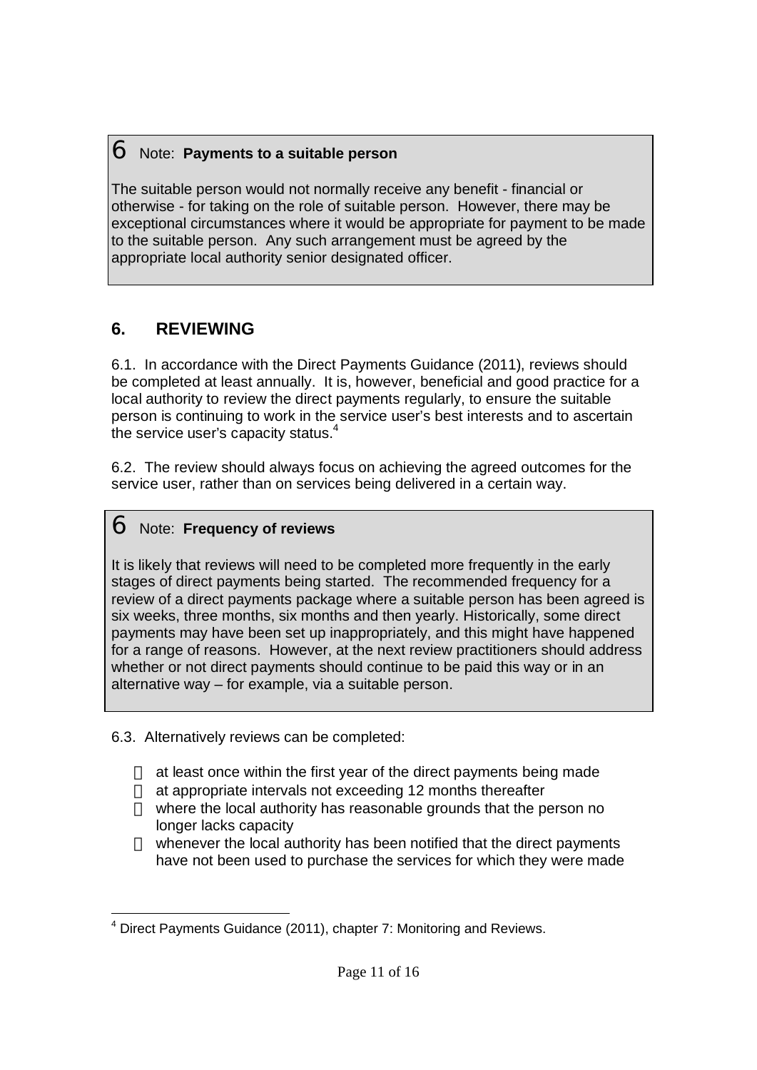> **6** Note: **Payments to a suitable person**
>
> The suitable person would not normally receive any benefit - financial or otherwise - for taking on the role of suitable person. However, there may be exceptional circumstances where it would be appropriate for payment to be made to the suitable person. Any such arrangement must be agreed by the appropriate local authority senior designated officer.

## 6. REVIEWING

6.1. In accordance with the Direct Payments Guidance (2011), reviews should be completed at least annually. It is, however, beneficial and good practice for a local authority to review the direct payments regularly, to ensure the suitable person is continuing to work in the service user's best interests and to ascertain the service user's capacity status.[4]

6.2. The review should always focus on achieving the agreed outcomes for the service user, rather than on services being delivered in a certain way.

> **6** Note: **Frequency of reviews**
>
> It is likely that reviews will need to be completed more frequently in the early stages of direct payments being started. The recommended frequency for a review of a direct payments package where a suitable person has been agreed is six weeks, three months, six months and then yearly. Historically, some direct payments may have been set up inappropriately, and this might have happened for a range of reasons. However, at the next review practitioners should address whether or not direct payments should continue to be paid this way or in an alternative way – for example, via a suitable person.

6.3. Alternatively reviews can be completed:

- at least once within the first year of the direct payments being made
- at appropriate intervals not exceeding 12 months thereafter
- where the local authority has reasonable grounds that the person no longer lacks capacity
- whenever the local authority has been notified that the direct payments have not been used to purchase the services for which they were made

---

[4] Direct Payments Guidance (2011), chapter 7: Monitoring and Reviews.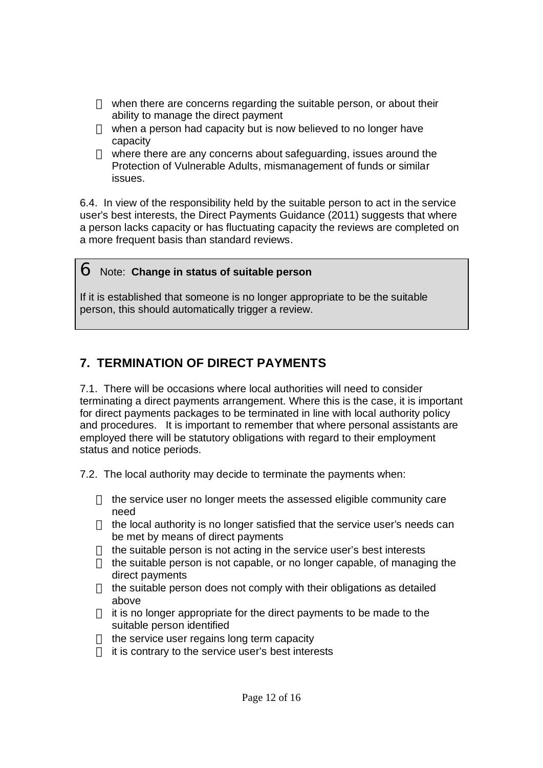- when there are concerns regarding the suitable person, or about their ability to manage the direct payment
- when a person had capacity but is now believed to no longer have capacity
- where there are any concerns about safeguarding, issues around the Protection of Vulnerable Adults, mismanagement of funds or similar issues.

6.4. In view of the responsibility held by the suitable person to act in the service user's best interests, the Direct Payments Guidance (2011) suggests that where a person lacks capacity or has fluctuating capacity the reviews are completed on a more frequent basis than standard reviews.

> 6 Note: **Change in status of suitable person**
>
> If it is established that someone is no longer appropriate to be the suitable person, this should automatically trigger a review.

## 7. TERMINATION OF DIRECT PAYMENTS

7.1. There will be occasions where local authorities will need to consider terminating a direct payments arrangement. Where this is the case, it is important for direct payments packages to be terminated in line with local authority policy and procedures. It is important to remember that where personal assistants are employed there will be statutory obligations with regard to their employment status and notice periods.

7.2. The local authority may decide to terminate the payments when:

- the service user no longer meets the assessed eligible community care need
- the local authority is no longer satisfied that the service user's needs can be met by means of direct payments
- the suitable person is not acting in the service user's best interests
- the suitable person is not capable, or no longer capable, of managing the direct payments
- the suitable person does not comply with their obligations as detailed above
- it is no longer appropriate for the direct payments to be made to the suitable person identified
- the service user regains long term capacity
- it is contrary to the service user's best interests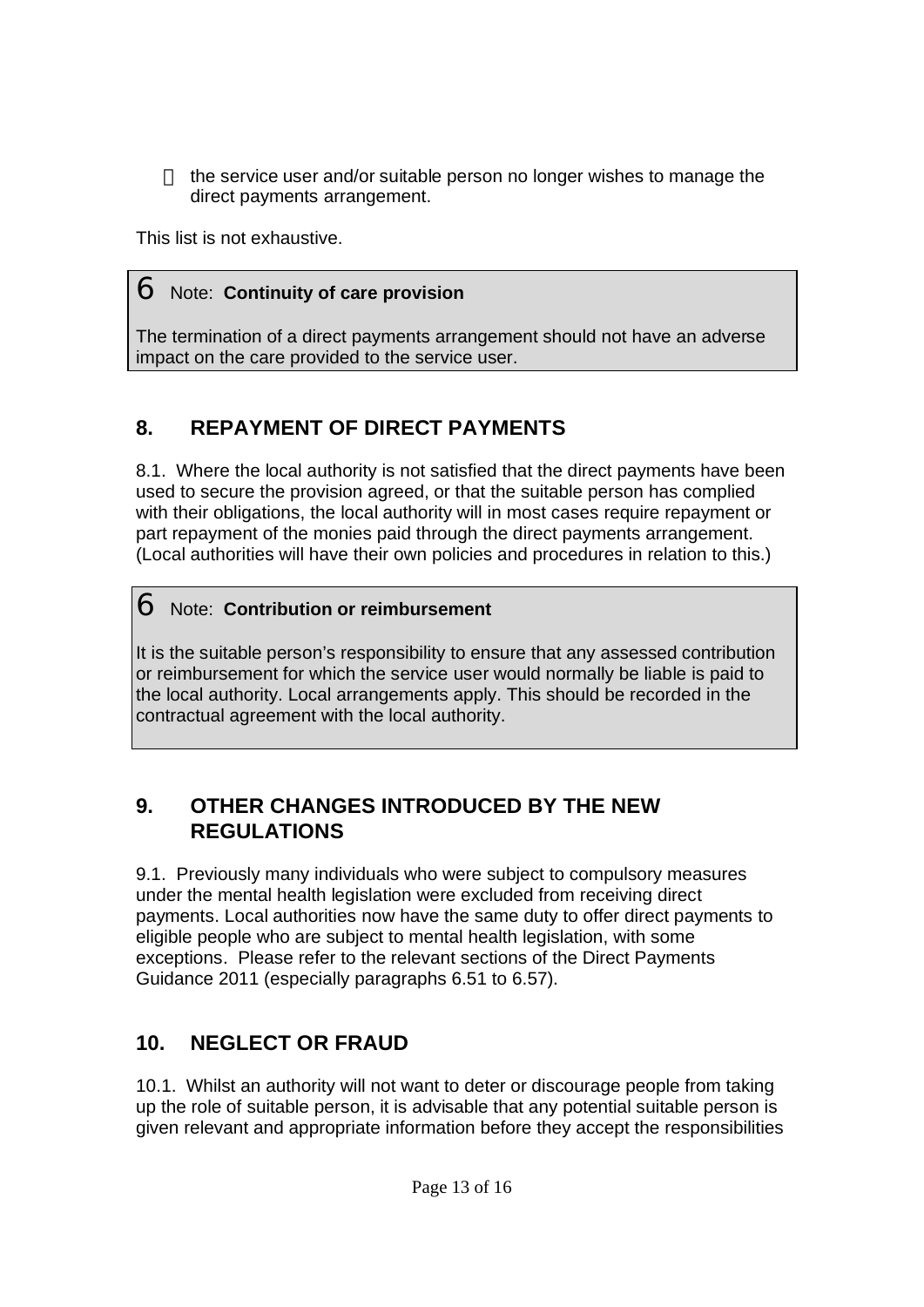- the service user and/or suitable person no longer wishes to manage the direct payments arrangement.

This list is not exhaustive.

> 6 Note: **Continuity of care provision**
>
> The termination of a direct payments arrangement should not have an adverse impact on the care provided to the service user.

## 8. REPAYMENT OF DIRECT PAYMENTS

8.1. Where the local authority is not satisfied that the direct payments have been used to secure the provision agreed, or that the suitable person has complied with their obligations, the local authority will in most cases require repayment or part repayment of the monies paid through the direct payments arrangement. (Local authorities will have their own policies and procedures in relation to this.)

> 6 Note: **Contribution or reimbursement**
>
> It is the suitable person's responsibility to ensure that any assessed contribution or reimbursement for which the service user would normally be liable is paid to the local authority. Local arrangements apply. This should be recorded in the contractual agreement with the local authority.

## 9. OTHER CHANGES INTRODUCED BY THE NEW REGULATIONS

9.1. Previously many individuals who were subject to compulsory measures under the mental health legislation were excluded from receiving direct payments. Local authorities now have the same duty to offer direct payments to eligible people who are subject to mental health legislation, with some exceptions. Please refer to the relevant sections of the Direct Payments Guidance 2011 (especially paragraphs 6.51 to 6.57).

## 10. NEGLECT OR FRAUD

10.1. Whilst an authority will not want to deter or discourage people from taking up the role of suitable person, it is advisable that any potential suitable person is given relevant and appropriate information before they accept the responsibilities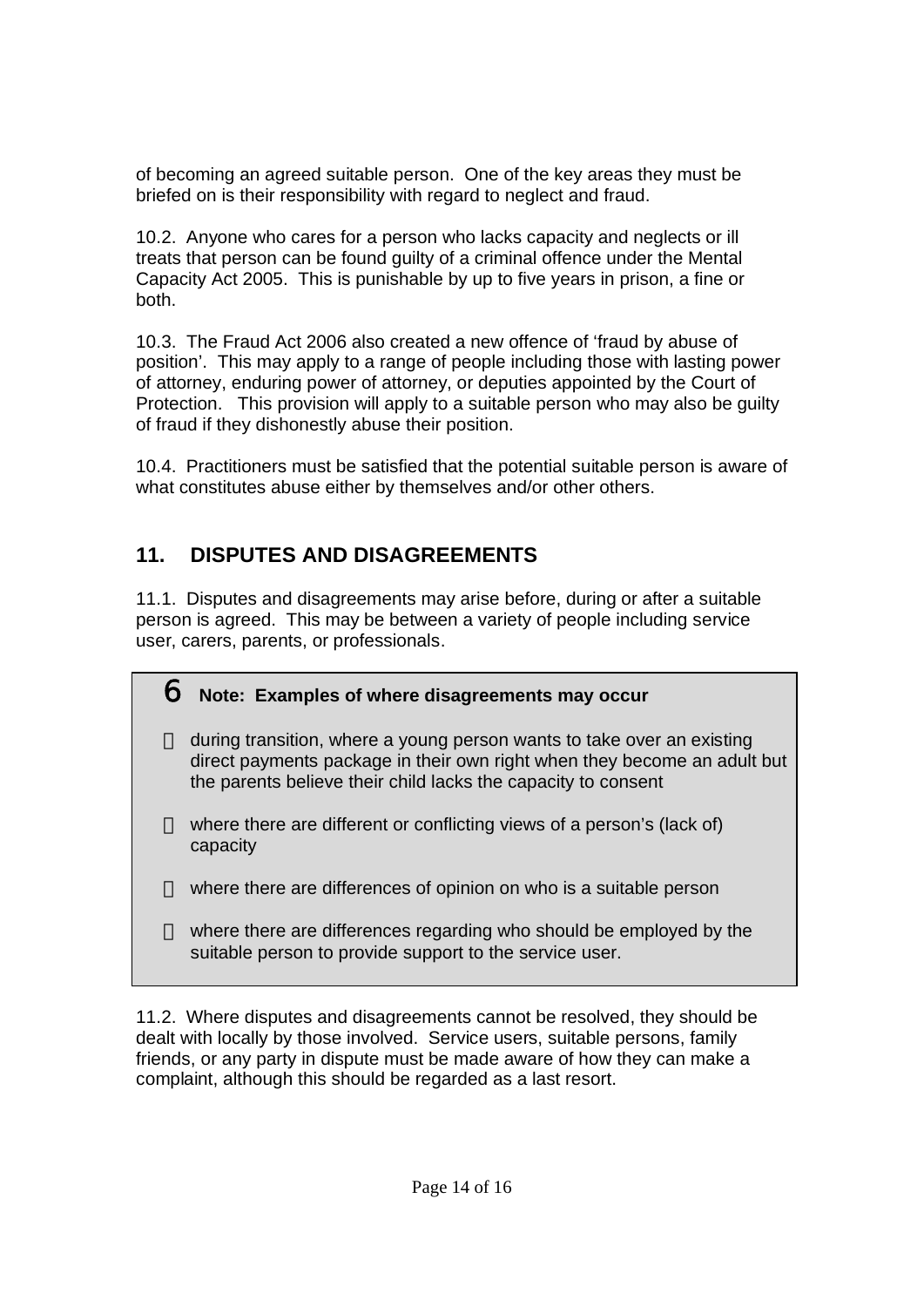of becoming an agreed suitable person. One of the key areas they must be briefed on is their responsibility with regard to neglect and fraud.

10.2. Anyone who cares for a person who lacks capacity and neglects or ill treats that person can be found guilty of a criminal offence under the Mental Capacity Act 2005. This is punishable by up to five years in prison, a fine or both.

10.3. The Fraud Act 2006 also created a new offence of 'fraud by abuse of position'. This may apply to a range of people including those with lasting power of attorney, enduring power of attorney, or deputies appointed by the Court of Protection. This provision will apply to a suitable person who may also be guilty of fraud if they dishonestly abuse their position.

10.4. Practitioners must be satisfied that the potential suitable person is aware of what constitutes abuse either by themselves and/or other others.

## 11. DISPUTES AND DISAGREEMENTS

11.1. Disputes and disagreements may arise before, during or after a suitable person is agreed. This may be between a variety of people including service user, carers, parents, or professionals.

> **Note: Examples of where disagreements may occur**
>
> - during transition, where a young person wants to take over an existing direct payments package in their own right when they become an adult but the parents believe their child lacks the capacity to consent
> - where there are different or conflicting views of a person's (lack of) capacity
> - where there are differences of opinion on who is a suitable person
> - where there are differences regarding who should be employed by the suitable person to provide support to the service user.

11.2. Where disputes and disagreements cannot be resolved, they should be dealt with locally by those involved. Service users, suitable persons, family friends, or any party in dispute must be made aware of how they can make a complaint, although this should be regarded as a last resort.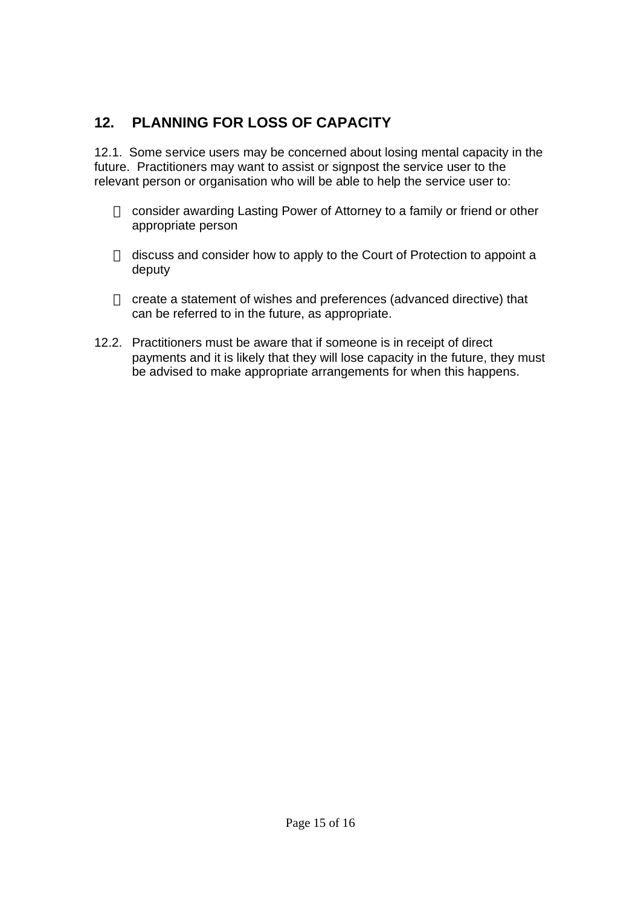## 12. PLANNING FOR LOSS OF CAPACITY

12.1. Some service users may be concerned about losing mental capacity in the future. Practitioners may want to assist or signpost the service user to the relevant person or organisation who will be able to help the service user to:

- consider awarding Lasting Power of Attorney to a family or friend or other appropriate person
- discuss and consider how to apply to the Court of Protection to appoint a deputy
- create a statement of wishes and preferences (advanced directive) that can be referred to in the future, as appropriate.

12.2. Practitioners must be aware that if someone is in receipt of direct payments and it is likely that they will lose capacity in the future, they must be advised to make appropriate arrangements for when this happens.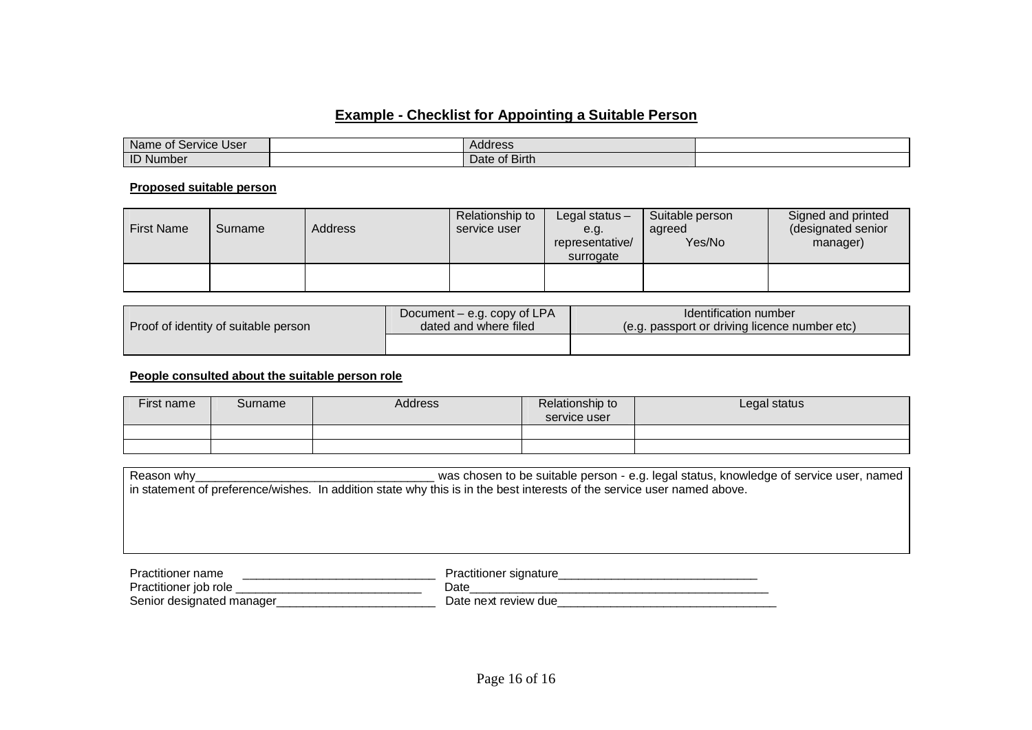## Example - Checklist for Appointing a Suitable Person

| | | | |
|---|---|---|---|
| Name of Service User | | Address | |
| ID Number | | Date of Birth | |

**Proposed suitable person**

| First Name | Surname | Address | Relationship to service user | Legal status – e.g. representative/ surrogate | Suitable person agreed Yes/No | Signed and printed (designated senior manager) |
|---|---|---|---|---|---|---|
| | | | | | | |

| Proof of identity of suitable person | Document – e.g. copy of LPA dated and where filed | Identification number (e.g. passport or driving licence number etc) |
|---|---|---|
| | | |

**People consulted about the suitable person role**

| First name | Surname | Address | Relationship to service user | Legal status |
|---|---|---|---|---|
| | | | | |
| | | | | |

Reason why___________________________________ was chosen to be suitable person - e.g. legal status, knowledge of service user, named in statement of preference/wishes. In addition state why this is in the best interests of the service user named above.

Practitioner name _____________________________ Practitioner signature_____________________________

Practitioner job role ____________________________ Date_____________________________________________

Senior designated manager________________________ Date next review due_________________________________